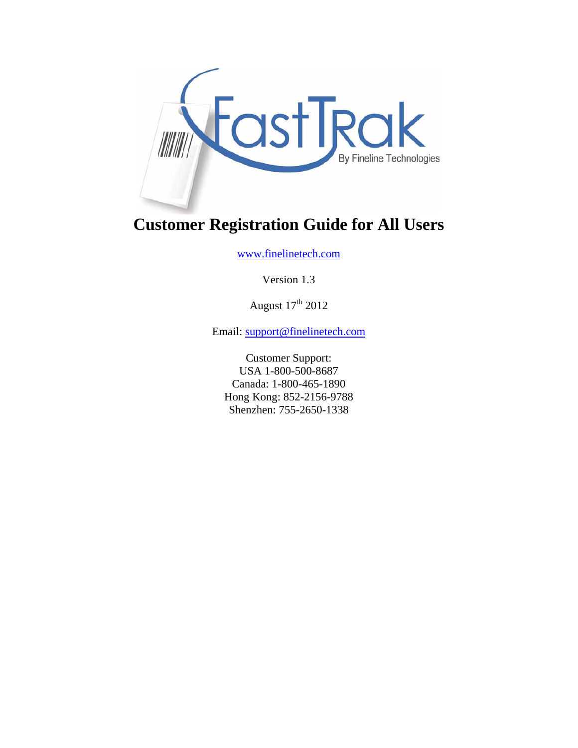# Customer Registration Guide for All Users

[www.finelinetech.com](http://www.finelinetech.com)

Version 1.3

August 17th 2012

Email: [support@finelinetech.com](mailto:support@finelinetech.com)

Customer Support:
USA 1-800-500-8687
Canada: 1-800-465-1890
Hong Kong: 852-2156-9788
Shenzhen: 755-2650-1338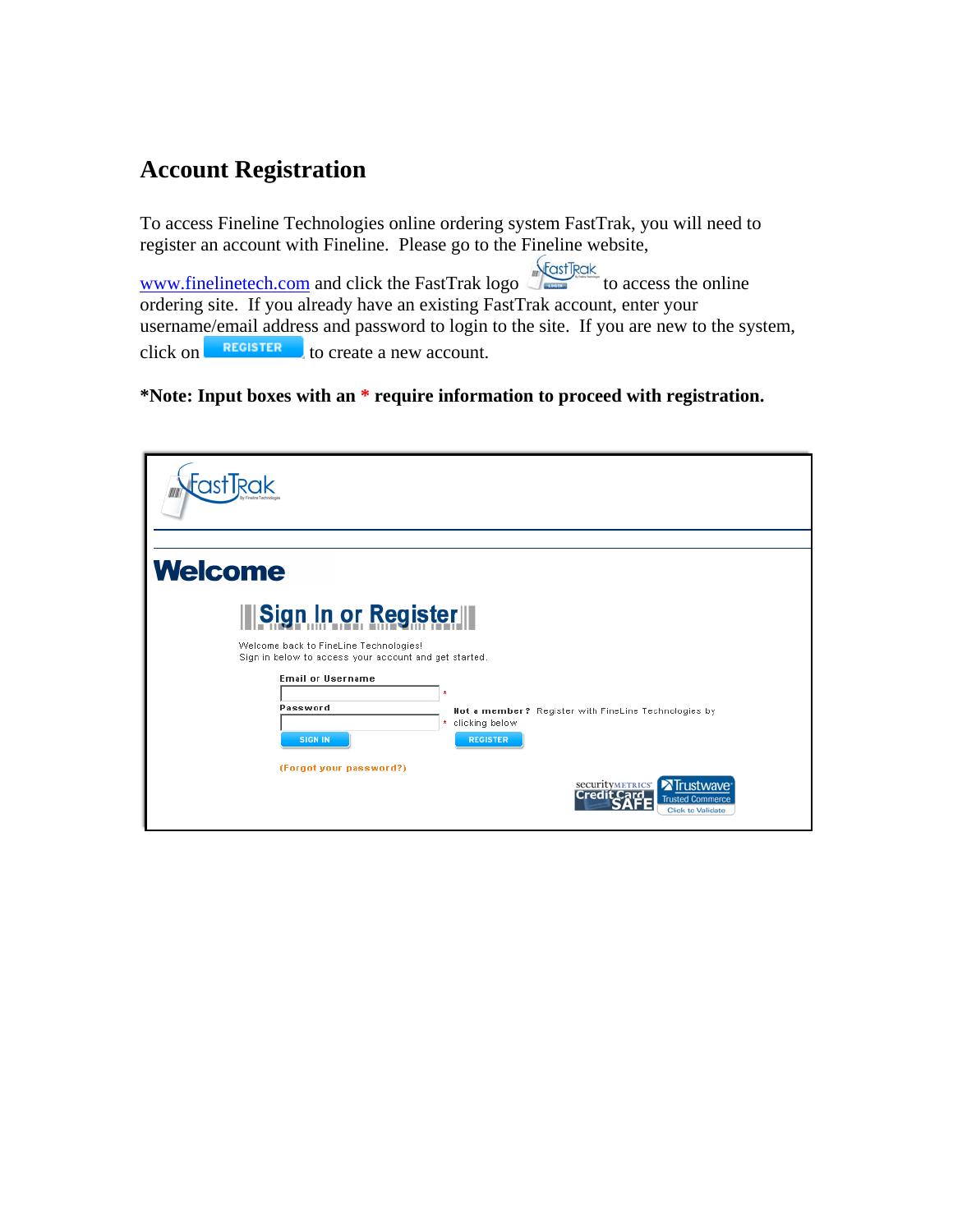## Account Registration

To access Fineline Technologies online ordering system FastTrak, you will need to register an account with Fineline. Please go to the Fineline website, www.finelinetech.com and click the FastTrak logo to access the online ordering site. If you already have an existing FastTrak account, enter your username/email address and password to login to the site. If you are new to the system, click on REGISTER to create a new account.

**\*Note: Input boxes with an * require information to proceed with registration.**

FastTrak

Welcome

Sign In or Register

Welcome back to FineLine Technologies!
Sign in below to access your account and get started.

Email or Username *

Password *

SIGN IN

(Forgot your password?)

Not a member? Register with FineLine Technologies by clicking below

REGISTER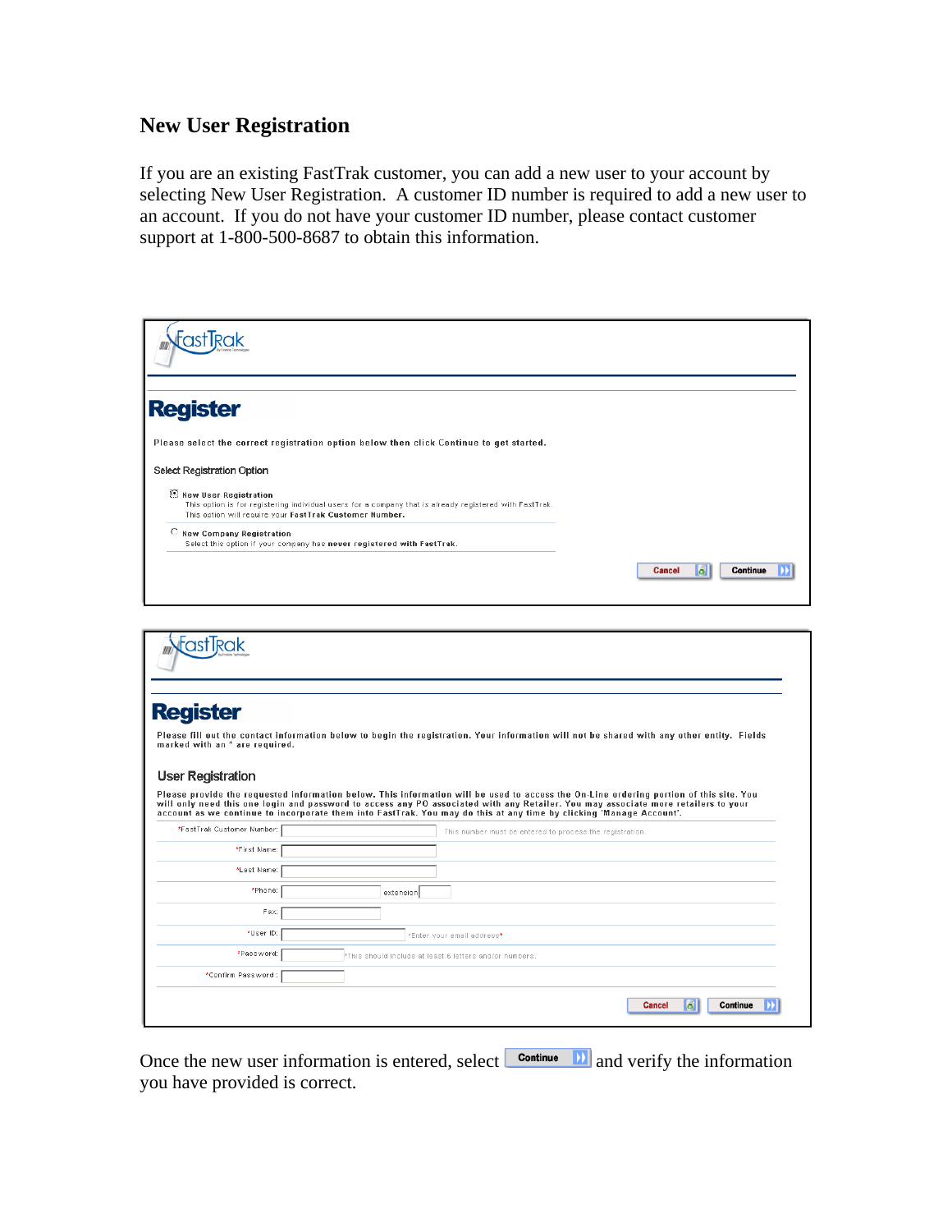## New User Registration

If you are an existing FastTrak customer, you can add a new user to your account by selecting New User Registration. A customer ID number is required to add a new user to an account. If you do not have your customer ID number, please contact customer support at 1-800-500-8687 to obtain this information.

**Register**

Please select the correct registration option below then click Continue to get started.

Select Registration Option

- New User Registration
  This option is for registering individual users for a company that is already registered with FastTrak.
  This option will require your FastTrak Customer Number.
- New Company Registration
  Select this option if your company has never registered with FastTrak.

Cancel | Continue

**Register**

Please fill out the contact information below to begin the registration. Your information will not be shared with any other entity. Fields marked with an * are required.

User Registration

Please provide the requested information below. This information will be used to access the On-Line ordering portion of this site. You will only need this one login and password to access any PO associated with any Retailer. You may associate more retailers to your account as we continue to incorporate them into FastTrak. You may do this at any time by clicking 'Manage Account'.

| Field | Note |
| --- | --- |
| *FastTrak Customer Number: | This number must be entered to process the registration. |
| *First Name: | |
| *Last Name: | |
| *Phone: | extension |
| Fax: | |
| *User ID: | *Enter your email address* |
| *Password: | *This should include at least 6 letters and/or numbers. |
| *Confirm Password: | |

Cancel | Continue

Once the new user information is entered, select Continue and verify the information you have provided is correct.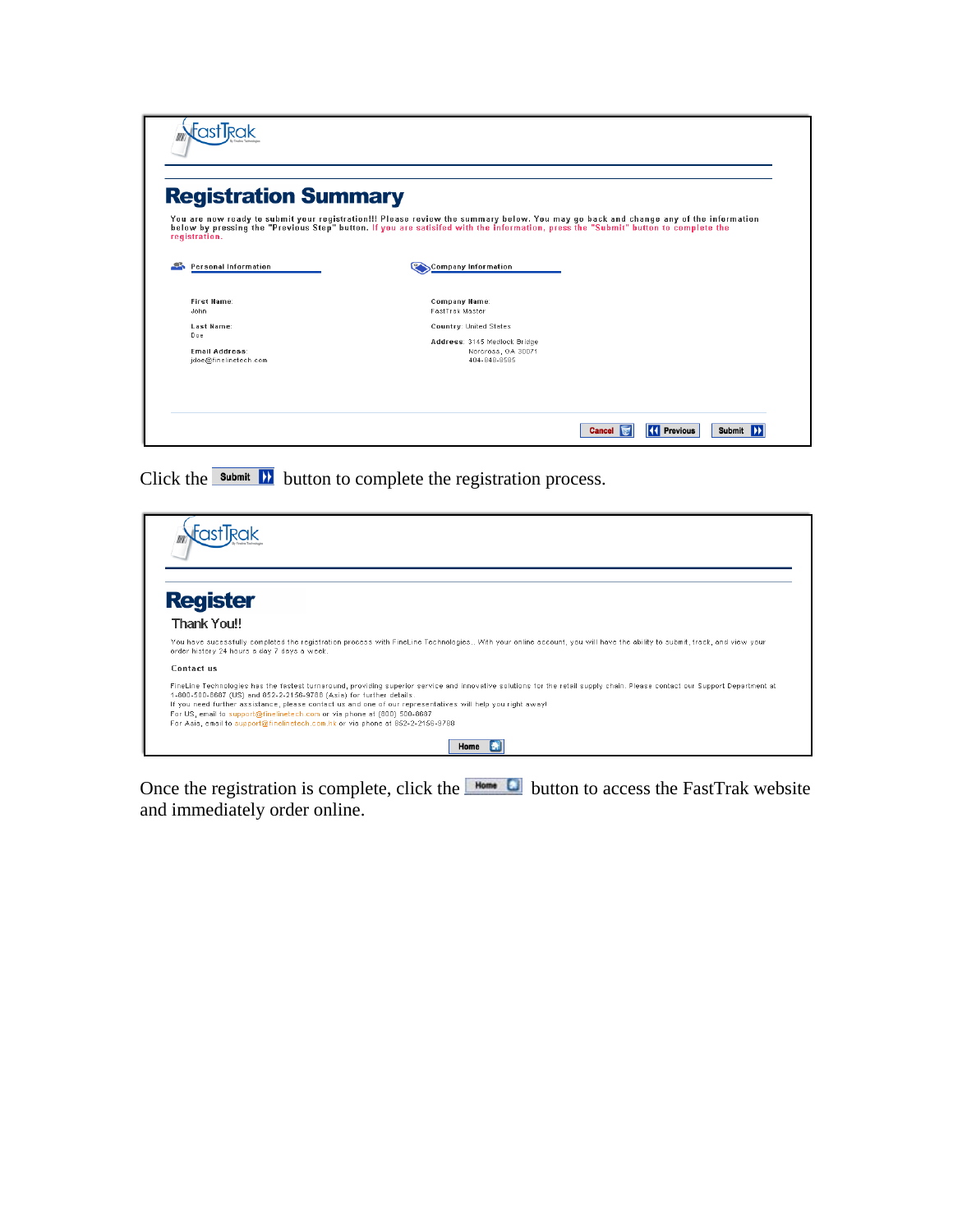# Registration Summary

You are now ready to submit your registration!!! Please review the summary below. You may go back and change any of the information below by pressing the "Previous Step" button. If you are satisifed with the information, press the "Submit" button to complete the registration.

**Personal Information**

**First Name:**
John

**Last Name:**
Doe

**Email Address:**
jdoe@finelinetech.com

**Company Information**

**Company Name:**
FastTrak Master

**Country:** United States

**Address:** 3145 Medlock Bridge
Norcross, GA 30071
404-840-8585

Cancel | Previous | Submit

Click the Submit button to complete the registration process.

# Register

Thank You!!

You have sucessfully completed the registration process with FineLine Technologies.. With your online account, you will have the ability to submit, track, and view your order history 24 hours a day 7 days a week.

**Contact us**

FineLine Technologies has the fastest turnaround, providing superior service and innovative solutions for the retail supply chain. Please contact our Support Department at 1-800-500-8687 (US) and 852-2-2156-9788 (Asia) for further details.
If you need further assistance, please contact us and one of our representatives will help you right away!
For US, email to support@finelinetech.com or via phone at (800) 500-8687
For Asia, email to support@finelinetech.com.hk or via phone at 852-2-2156-9788

Home

Once the registration is complete, click the Home button to access the FastTrak website and immediately order online.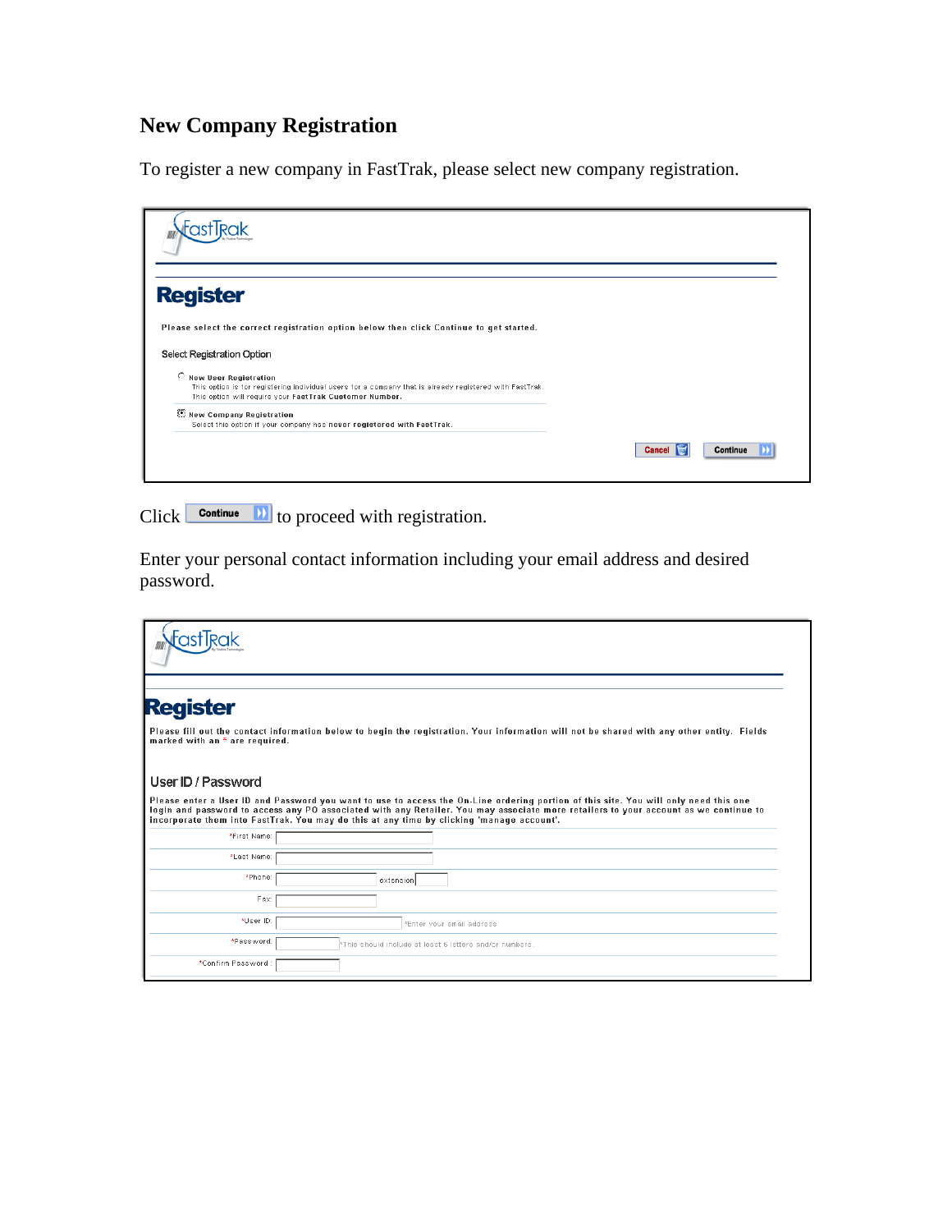## New Company Registration

To register a new company in FastTrak, please select new company registration.

**Register**

Please select the correct registration option below then click Continue to get started.

Select Registration Option

- New User Registration
  This option is for registering individual users for a company that is already registered with FastTrak.
  This option will require your **FastTrak Customer Number.**
- New Company Registration
  Select this option if your company has never **registered** with FastTrak.

Cancel | Continue

Click **Continue** to proceed with registration.

Enter your personal contact information including your email address and desired password.

**Register**

Please fill out the contact information below to begin the registration. Your information will not be shared with any other entity. Fields marked with an * are required.

User ID / Password

Please enter a User ID and Password you want to use to access the On-Line ordering portion of this site. You will only need this one login and password to access any PO associated with any Retailer. You may associate more retailers to your account as we continue to incorporate them into FastTrak. You may do this at any time by clicking 'manage account'.

*First Name:

*Last Name:

*Phone: extension

Fax:

*User ID: *Enter your email address

*Password: *This should include at least 6 letters and/or numbers.

*Confirm Password: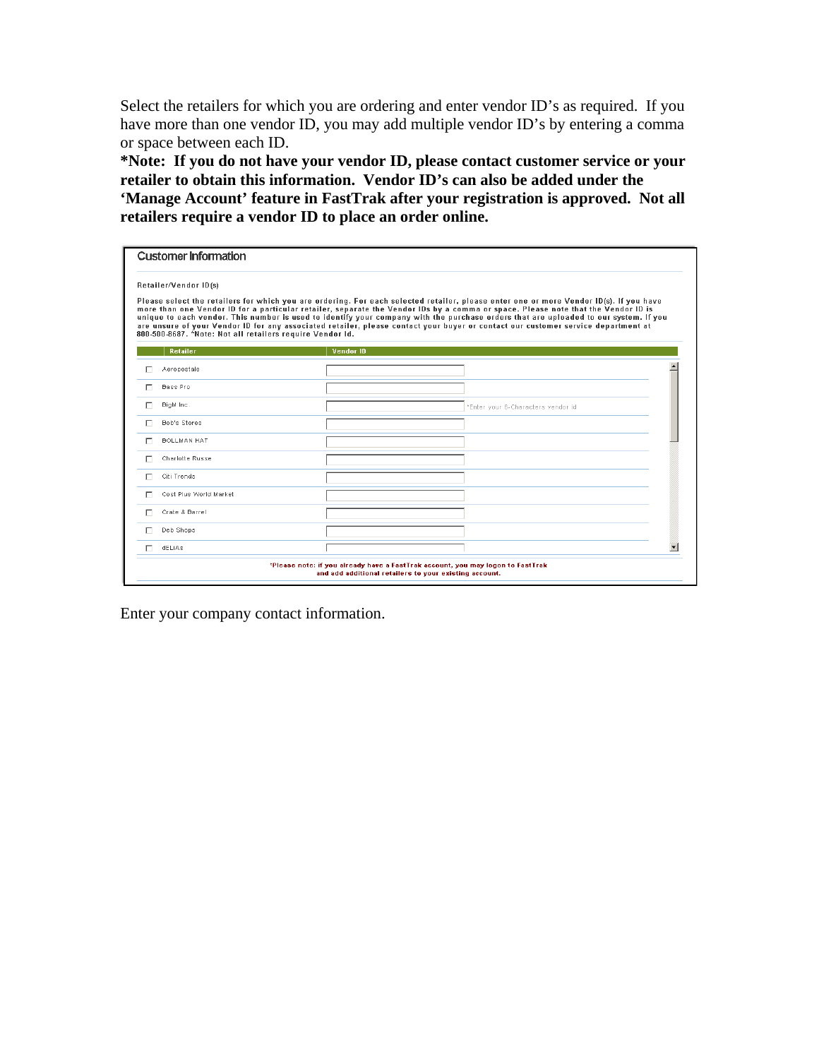Select the retailers for which you are ordering and enter vendor ID's as required. If you have more than one vendor ID, you may add multiple vendor ID's by entering a comma or space between each ID.

**\*Note: If you do not have your vendor ID, please contact customer service or your retailer to obtain this information. Vendor ID's can also be added under the 'Manage Account' feature in FastTrak after your registration is approved. Not all retailers require a vendor ID to place an order online.**

### Customer Information

Retailer/Vendor ID(s)

Please select the retailers for which you are ordering. For each selected retailer, please enter one or more Vendor ID(s). If you have more than one Vendor ID for a particular retailer, separate the Vendor IDs by a comma or space. Please note that the Vendor ID is unique to each vendor. This number is used to identify your company with the purchase orders that are uploaded to our system. If you are unsure of your Vendor ID for any associated retailer, please contact your buyer or contact our customer service department at 800-500-8687. *Note: Not all retailers require Vendor Id.

| | Retailer | Vendor ID |
|---|---|---|
| ☐ | Aeropostale | |
| ☐ | Bass Pro | |
| ☐ | BigM Inc. | *Enter your 6-Characters vendor id |
| ☐ | Bob's Stores | |
| ☐ | BOLLMAN HAT | |
| ☐ | Charlotte Russe | |
| ☐ | Citi Trends | |
| ☐ | Cost Plus World Market | |
| ☐ | Crate & Barrel | |
| ☐ | Deb Shops | |
| ☐ | dELIAs | |

*Please note: if you already have a FastTrak account, you may logon to FastTrak and add additional retailers to your existing account.

Enter your company contact information.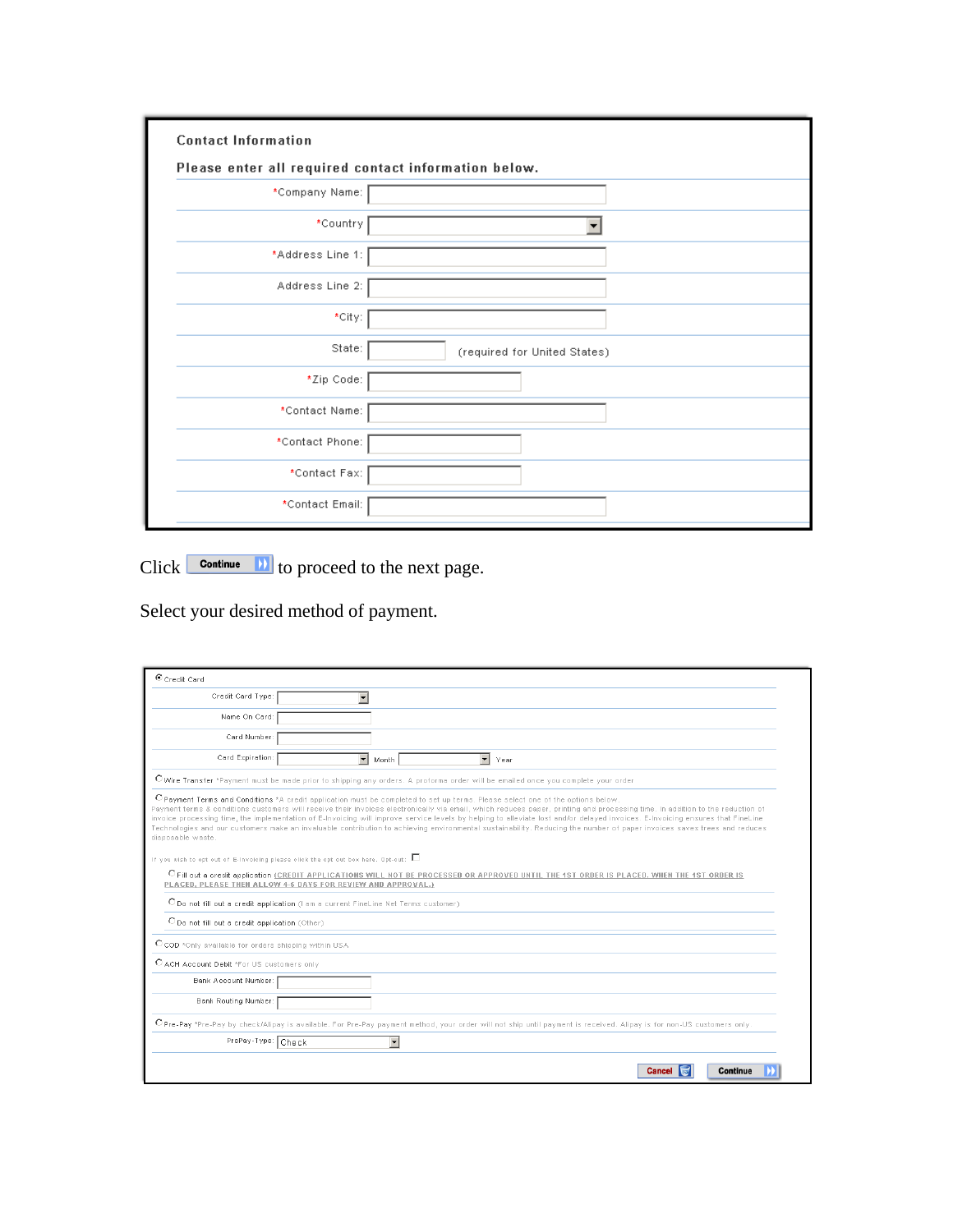**Contact Information**

**Please enter all required contact information below.**

| | |
|---|---|
| *Company Name: | |
| *Country | |
| *Address Line 1: | |
| Address Line 2: | |
| *City: | |
| State: | (required for United States) |
| *Zip Code: | |
| *Contact Name: | |
| *Contact Phone: | |
| *Contact Fax: | |
| *Contact Email: | |

Click **Continue** to proceed to the next page.

Select your desired method of payment.

- Credit Card
  - Credit Card Type:
  - Name On Card:
  - Card Number:
  - Card Expiration: Month Year
- Wire Transfer *Payment must be made prior to shipping any orders. A proforma order will be emailed once you complete your order.
- Payment Terms and Conditions *A credit application must be completed to set up terms. Please select one of the options below.

  Payment terms & conditions customers will receive their invoices electronically via email, which reduces paper, printing and processing time. In addition to the reduction of invoice processing time, the implementation of E-Invoicing will improve service levels by helping to alleviate lost and/or delayed invoices. E-Invoicing ensures that FineLine Technologies and our customers make an invaluable contribution to achieving environmental sustainability. Reducing the number of paper invoices saves trees and reduces disposable waste.

  If you wish to opt out of E-Invoicing please click the opt out box here. Opt-out:

  - Fill out a credit application (CREDIT APPLICATIONS WILL NOT BE PROCESSED OR APPROVED UNTIL THE 1ST ORDER IS PLACED. WHEN THE 1ST ORDER IS PLACED, PLEASE THEN ALLOW 4-6 DAYS FOR REVIEW AND APPROVAL.)
  - Do not fill out a credit application (I am a current FineLine Net Terms customer)
  - Do not fill out a credit application (Other)
- COD *Only available for orders shipping within USA
- ACH Account Debit *For US customers only
  - Bank Account Number:
  - Bank Routing Number:
- Pre-Pay *Pre-Pay by check/Alipay is available. For Pre-Pay payment method, your order will not ship until payment is received. Alipay is for non-US customers only
  - PrePay-Type: Check

**Cancel** **Continue**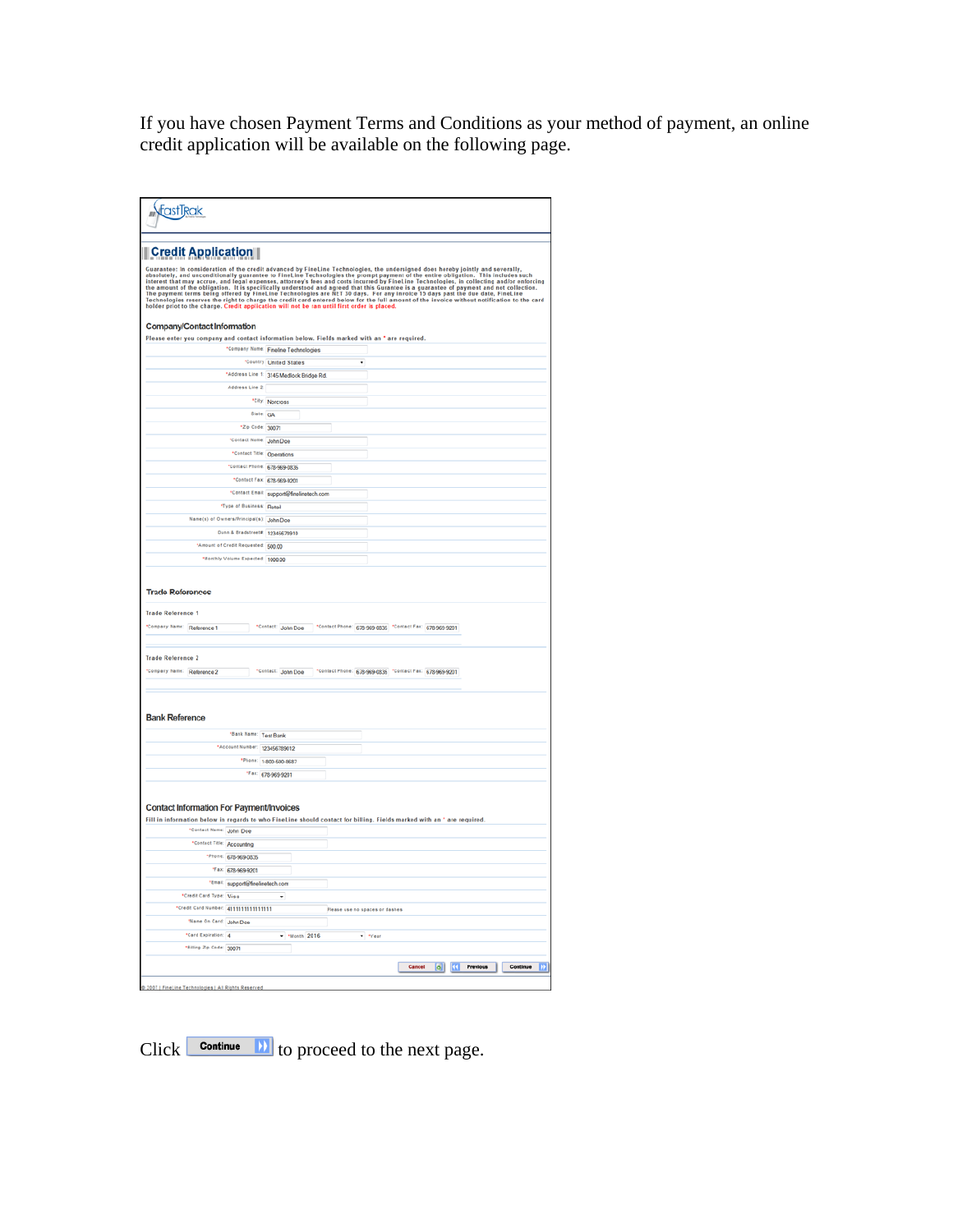If you have chosen Payment Terms and Conditions as your method of payment, an online credit application will be available on the following page.

FastTRak

## Credit Application

Guarantee: In consideration of the credit advanced by FineLine Technologies, the undersigned does hereby jointly and severally, absolutely, and unconditionally guarantee to FineLine Technologies the prompt payment of the entire obligation. This includes such interest that may accrue, and legal expenses, attorney's fees and costs incurred by FineLine Technologies, in collecting and/or enforcing the amount of the obligation. It is specifically understood and agreed that this Gurantee is a guarantee of payment and not collection. The payment terms being offered by FineLine Technologies are NET 30 days. For any invoice 15 days past the due date, FineLine Technologies reserves the right to charge the credit card entered below for the full amount of the invoice without notification to the card holder prior to the charge. Credit application will not be ran until first order is placed.

### Company/Contact Information

Please enter you company and contact information below. Fields marked with an * are required.

| Field | Value |
|---|---|
| *Company Name: | Fineline Technologies |
| *Country: | United States |
| *Address Line 1: | 3145 Medlock Bridge Rd |
| Address Line 2: | |
| *City: | Norcross |
| State: | GA |
| *Zip Code: | 30071 |
| *Contact Name: | John Doe |
| *Contact Title: | Operations |
| *Contact Phone: | 678-969-0835 |
| *Contact Fax: | 678-969-9201 |
| *Contact Email: | support@finelinetech.com |
| *Type of Business: | Retail |
| Name(s) of Owners/Principal(s): | John Doe |
| Dunn & Bradstreet#: | 12345678910 |
| *Amount of Credit Requested: | 500.00 |
| *Monthly Volume Expected: | 100000 |

### Trade References

Trade Reference 1

| *Company Name: | *Contact: | *Contact Phone: | *Contact Fax: |
|---|---|---|---|
| Reference 1 | John Doe | 678-969-0835 | 678-969-9201 |

Trade Reference 2

| *Company Name: | *Contact: | *Contact Phone: | *Contact Fax: |
|---|---|---|---|
| Reference 2 | John Doe | 678-969-0835 | 678-969-9201 |

### Bank Reference

| Field | Value |
|---|---|
| *Bank Name: | Test Bank |
| *Account Number: | 123456789012 |
| *Phone: | 1-800-500-8687 |
| *Fax: | 678-969-9201 |

### Contact Information For Payment/Invoices

Fill in information below in regards to who FineLine should contact for billing. Fields marked with an * are required.

| Field | Value |
|---|---|
| *Contact Name: | John Doe |
| *Contact Title: | Accounting |
| *Phone: | 678-969-0835 |
| *Fax: | 678-969-9201 |
| *Email: | support@finelinetech.com |
| *Credit Card Type: | Visa |
| *Credit Card Number: | 4111111111111111 (Please use no spaces or dashes) |
| *Name On Card: | John Doe |
| *Card Expiration: | 4 *Month 2016 *Year |
| *Billing Zip Code: | 30071 |

Cancel | Previous | Continue

© 2007 | FineLine Technologies | All Rights Reserved

Click **Continue** to proceed to the next page.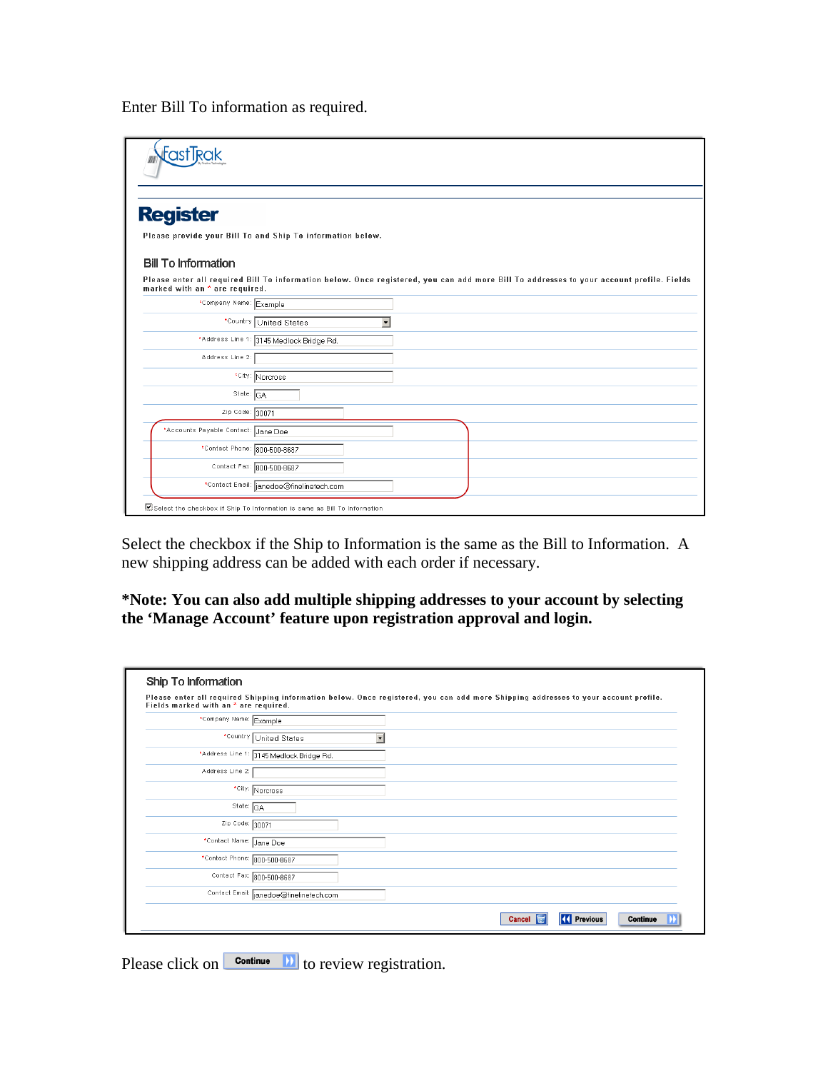Enter Bill To information as required.

**FastTrak**

## Register

Please provide your Bill To and Ship To information below.

### Bill To Information

Please enter all required Bill To information below. Once registered, you can add more Bill To addresses to your account profile. Fields marked with an * are required.

| Field | Value |
| --- | --- |
| *Company Name: | Example |
| *Country | United States |
| *Address Line 1: | 3145 Medlock Bridge Rd. |
| Address Line 2: | |
| *City: | Norcross |
| State | GA |
| Zip Code: | 30071 |
| *Accounts Payable Contact: | Jane Doe |
| *Contact Phone: | 800-500-8687 |
| Contact Fax: | 800-500-8687 |
| *Contact Email: | janedoe@finelinetech.com |

☑ Select the checkbox if Ship To Information is same as Bill To Information

Select the checkbox if the Ship to Information is the same as the Bill to Information. A new shipping address can be added with each order if necessary.

**\*Note: You can also add multiple shipping addresses to your account by selecting the 'Manage Account' feature upon registration approval and login.**

### Ship To Information

Please enter all required Shipping information below. Once registered, you can add more Shipping addresses to your account profile. Fields marked with an * are required.

| Field | Value |
| --- | --- |
| *Company Name: | Example |
| *Country | United States |
| *Address Line 1: | 3145 Medlock Bridge Rd. |
| Address Line 2: | |
| *City: | Norcross |
| State: | GA |
| Zip Code: | 30071 |
| *Contact Name: | Jane Doe |
| *Contact Phone: | 800-500-8687 |
| Contact Fax: | 800-500-8687 |
| Contact Email: | janedoe@finelinetech.com |

Cancel | Previous | Continue

Please click on **Continue** to review registration.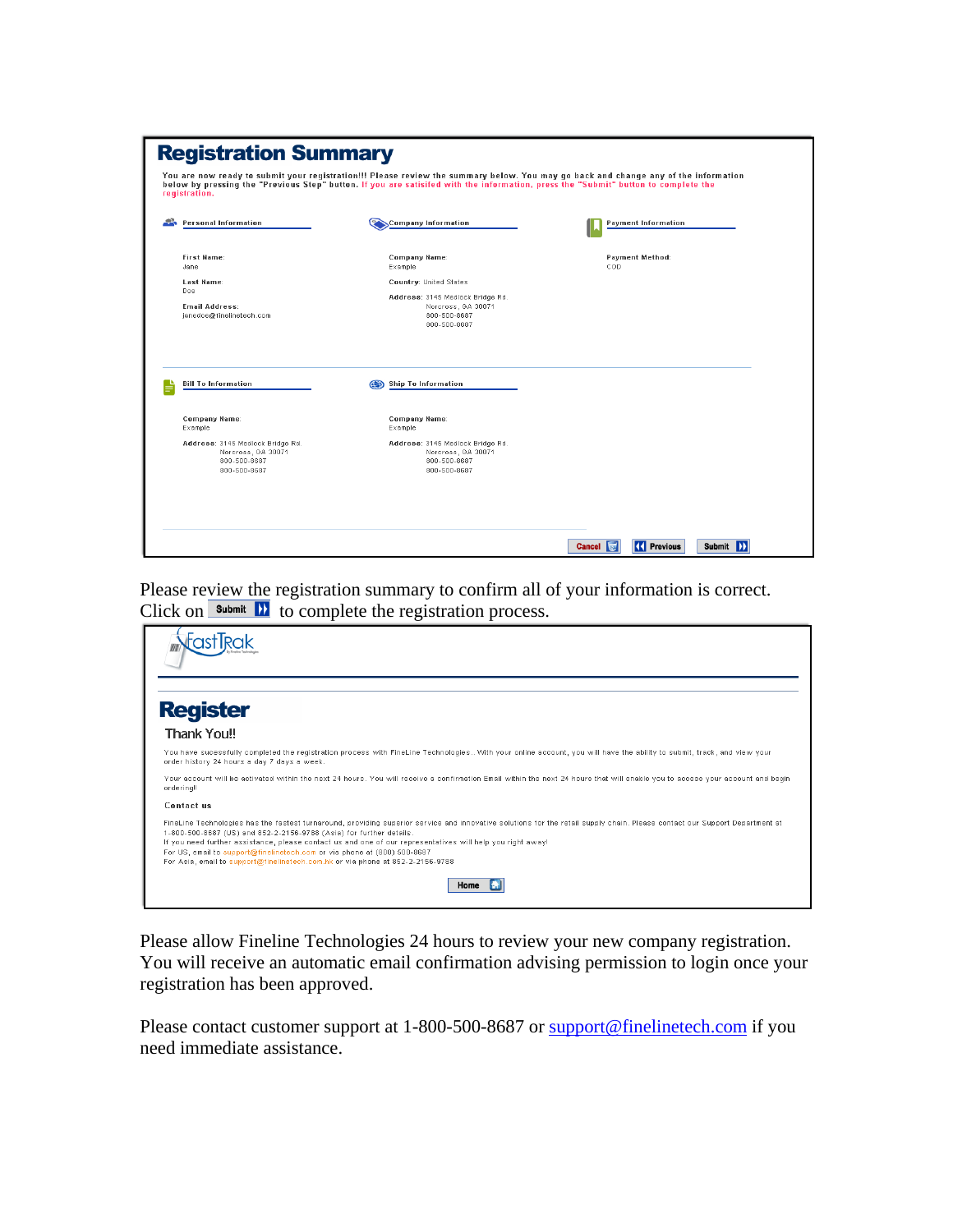## Registration Summary

You are now ready to submit your registration!!! Please review the summary below. You may go back and change any of the information below by pressing the "Previous Step" button. If you are satisifed with the information, press the "Submit" button to complete the registration.

**Personal Information**

**First Name:**
Jane

**Last Name:**
Doe

**Email Address:**
janedoe@finelinetech.com

**Company Information**

**Company Name:**
Example

**Country:** United States

**Address:** 3145 Medlock Bridge Rd.
Norcross, GA 30071
800-500-8687
800-500-8687

**Payment Information**

**Payment Method:**
COD

**Bill To Information**

**Company Name:**
Example

**Address:** 3145 Medlock Bridge Rd.
Norcross, GA 30071
800-500-8687
800-500-8687

**Ship To Information**

**Company Name:**
Example

**Address:** 3145 Medlock Bridge Rd.
Norcross, GA 30071
800-500-8687
800-500-8687

Cancel | Previous | Submit

Please review the registration summary to confirm all of your information is correct. Click on Submit to complete the registration process.

FastTRak

## Register

Thank You!!

You have sucessfully completed the registration process with FineLine Technologies.. With your online account, you will have the ability to submit, track, and view your order history 24 hours a day 7 days a week.

Your account will be activated within the next 24 hours. You will receive a confirmation Email within the next 24 hours that will enable you to access your account and begin ordering!!

**Contact us**

FineLine Technologies has the fastest turnaround, providing superior service and innovative solutions for the retail supply chain. Please contact our Support Department at 1-800-500-8687 (US) and 852-2-2156-9788 (Asia) for further details.
If you need further assistance, please contact us and one of our representatives will help you right away!
For US, email to support@finelinetech.com or via phone at (800) 500-8687
For Asia, email to support@finelinetech.com.hk or via phone at 852-2-2156-9788

Home

Please allow Fineline Technologies 24 hours to review your new company registration. You will receive an automatic email confirmation advising permission to login once your registration has been approved.

Please contact customer support at 1-800-500-8687 or support@finelinetech.com if you need immediate assistance.